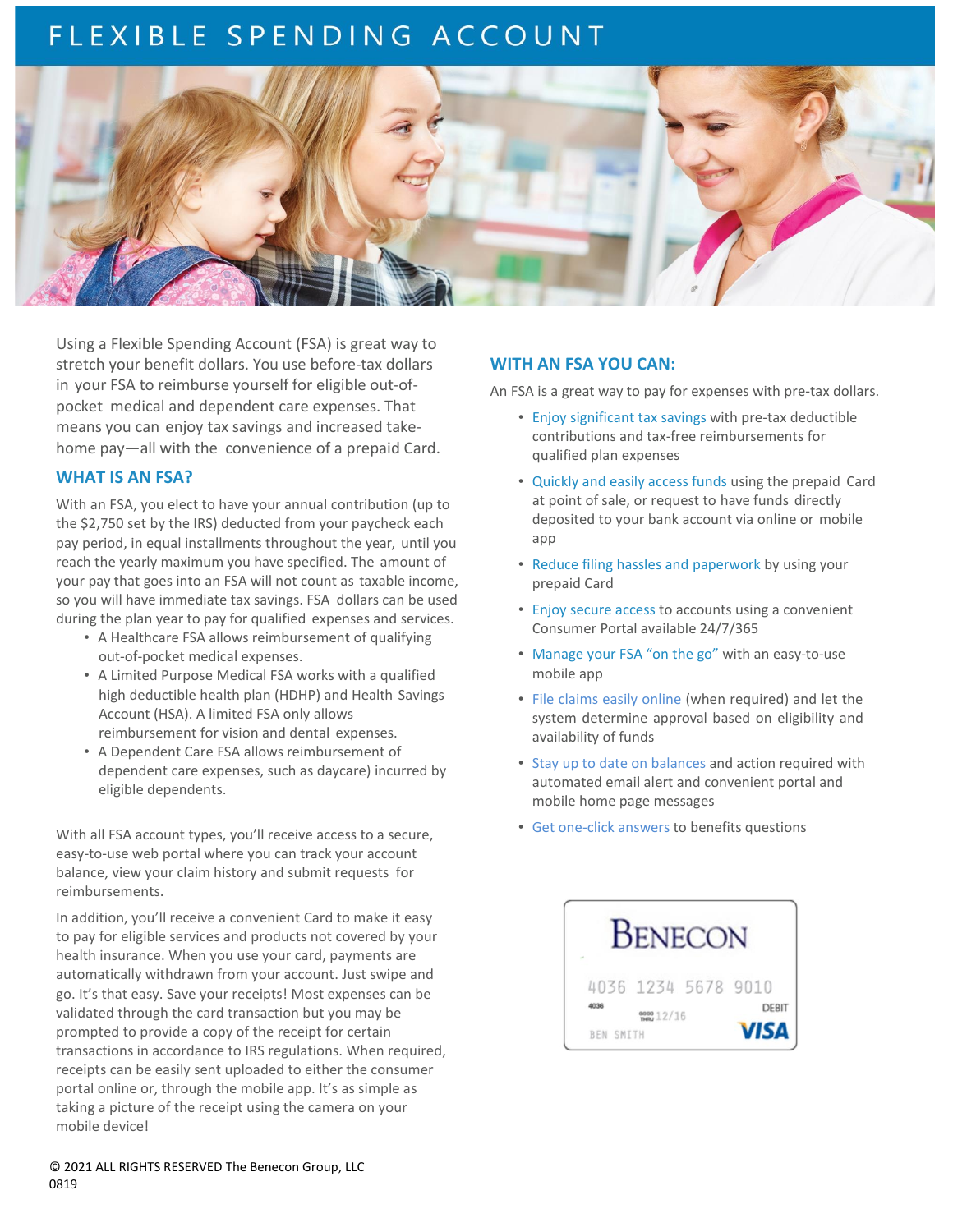# FLEXIBLE SPENDING ACCOUNT

Using a Flexible Spending Account (FSA) is great way to stretch your benefit dollars. You use before-tax dollars in your FSA to reimburse yourself for eligible out-of-pocket medical and dependent care expenses. That means you can enjoy tax savings and increased take-home pay—all with the convenience of a prepaid Card.

## WHAT IS AN FSA?

With an FSA, you elect to have your annual contribution (up to the $2,750 set by the IRS) deducted from your paycheck each pay period, in equal installments throughout the year, until you reach the yearly maximum you have specified. The amount of your pay that goes into an FSA will not count as taxable income, so you will have immediate tax savings. FSA dollars can be used during the plan year to pay for qualified expenses and services.

- A Healthcare FSA allows reimbursement of qualifying out-of-pocket medical expenses.
- A Limited Purpose Medical FSA works with a qualified high deductible health plan (HDHP) and Health Savings Account (HSA). A limited FSA only allows reimbursement for vision and dental expenses.
- A Dependent Care FSA allows reimbursement of dependent care expenses, such as daycare) incurred by eligible dependents.

With all FSA account types, you'll receive access to a secure, easy-to-use web portal where you can track your account balance, view your claim history and submit requests for reimbursements.

In addition, you'll receive a convenient Card to make it easy to pay for eligible services and products not covered by your health insurance. When you use your card, payments are automatically withdrawn from your account. Just swipe and go. It's that easy. Save your receipts! Most expenses can be validated through the card transaction but you may be prompted to provide a copy of the receipt for certain transactions in accordance to IRS regulations. When required, receipts can be easily sent uploaded to either the consumer portal online or, through the mobile app. It's as simple as taking a picture of the receipt using the camera on your mobile device!

## WITH AN FSA YOU CAN:

An FSA is a great way to pay for expenses with pre-tax dollars.

- Enjoy significant tax savings with pre-tax deductible contributions and tax-free reimbursements for qualified plan expenses
- Quickly and easily access funds using the prepaid Card at point of sale, or request to have funds directly deposited to your bank account via online or mobile app
- Reduce filing hassles and paperwork by using your prepaid Card
- Enjoy secure access to accounts using a convenient Consumer Portal available 24/7/365
- Manage your FSA "on the go" with an easy-to-use mobile app
- File claims easily online (when required) and let the system determine approval based on eligibility and availability of funds
- Stay up to date on balances and action required with automated email alert and convenient portal and mobile home page messages
- Get one-click answers to benefits questions

BENECON
4036 1234 5678 9010
4036
GOOD THRU 12/16
DEBIT
BEN SMITH
VISA

© 2021 ALL RIGHTS RESERVED The Benecon Group, LLC
0819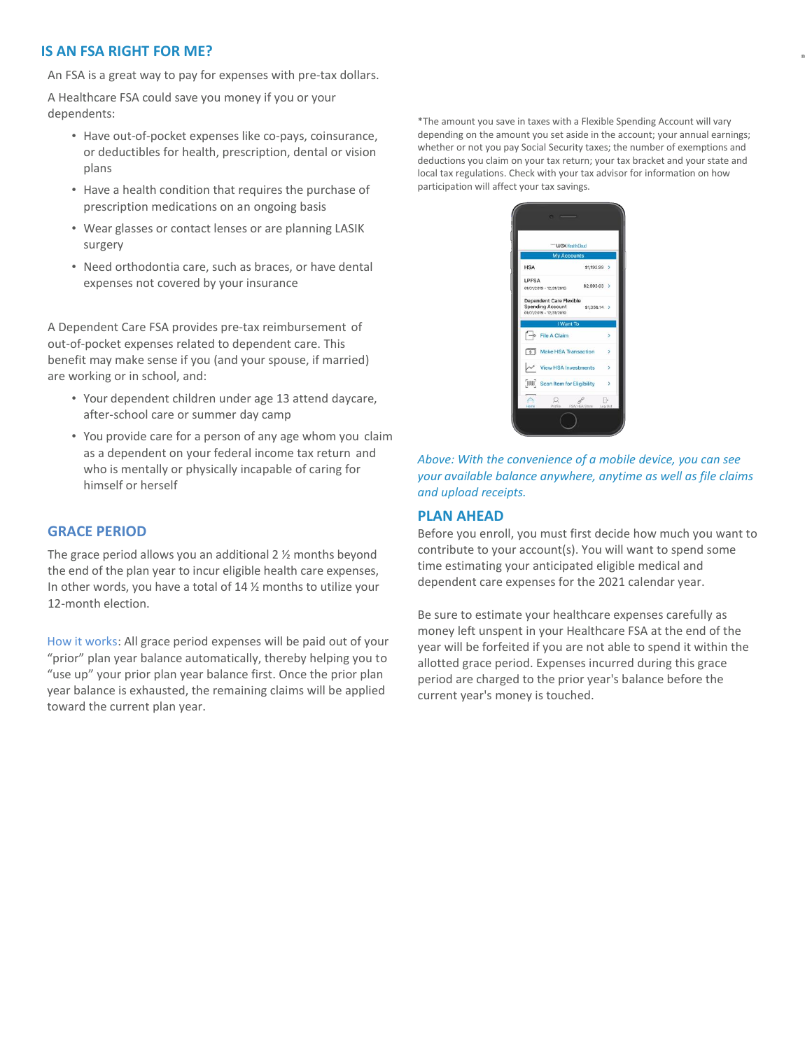## IS AN FSA RIGHT FOR ME?

An FSA is a great way to pay for expenses with pre-tax dollars.

A Healthcare FSA could save you money if you or your dependents:

- Have out-of-pocket expenses like co-pays, coinsurance, or deductibles for health, prescription, dental or vision plans
- Have a health condition that requires the purchase of prescription medications on an ongoing basis
- Wear glasses or contact lenses or are planning LASIK surgery
- Need orthodontia care, such as braces, or have dental expenses not covered by your insurance

A Dependent Care FSA provides pre-tax reimbursement of out-of-pocket expenses related to dependent care. This benefit may make sense if you (and your spouse, if married) are working or in school, and:

- Your dependent children under age 13 attend daycare, after-school care or summer day camp
- You provide care for a person of any age whom you claim as a dependent on your federal income tax return and who is mentally or physically incapable of caring for himself or herself

### GRACE PERIOD

The grace period allows you an additional 2 ½ months beyond the end of the plan year to incur eligible health care expenses, In other words, you have a total of 14 ½ months to utilize your 12-month election.

How it works: All grace period expenses will be paid out of your "prior" plan year balance automatically, thereby helping you to "use up" your prior plan year balance first. Once the prior plan year balance is exhausted, the remaining claims will be applied toward the current plan year.

*The amount you save in taxes with a Flexible Spending Account will vary depending on the amount you set aside in the account; your annual earnings; whether or not you pay Social Security taxes; the number of exemptions and deductions you claim on your tax return; your tax bracket and your state and local tax regulations. Check with your tax advisor for information on how participation will affect your tax savings.

*Above: With the convenience of a mobile device, you can see your available balance anywhere, anytime as well as file claims and upload receipts.*

### PLAN AHEAD

Before you enroll, you must first decide how much you want to contribute to your account(s). You will want to spend some time estimating your anticipated eligible medical and dependent care expenses for the 2021 calendar year.

Be sure to estimate your healthcare expenses carefully as money left unspent in your Healthcare FSA at the end of the year will be forfeited if you are not able to spend it within the allotted grace period. Expenses incurred during this grace period are charged to the prior year's balance before the current year's money is touched.